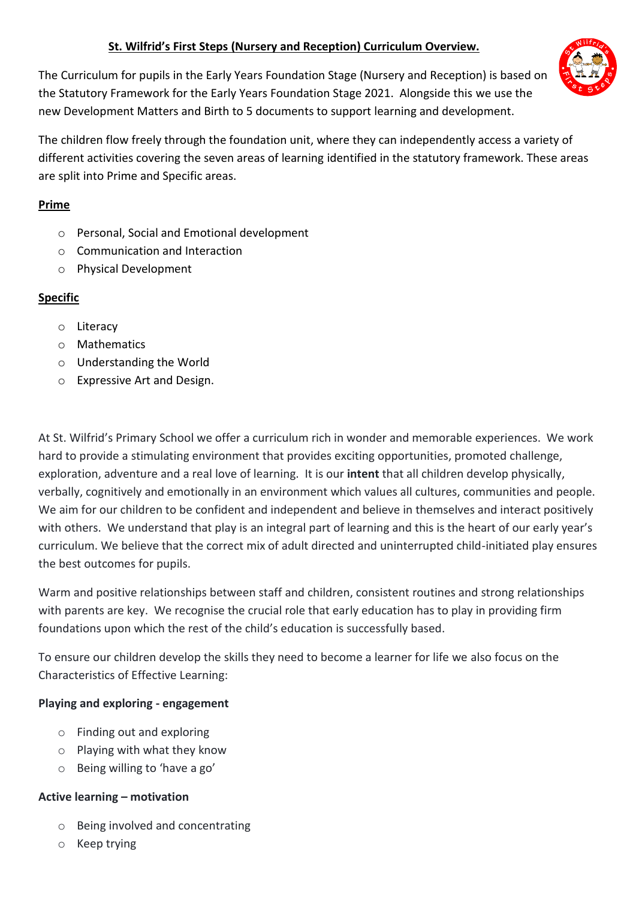# St. Wilfrid's First Steps (Nursery and Reception) Curriculum Overview.

The Curriculum for pupils in the Early Years Foundation Stage (Nursery and Reception) is based on the Statutory Framework for the Early Years Foundation Stage 2021. Alongside this we use the new Development Matters and Birth to 5 documents to support learning and development.

The children flow freely through the foundation unit, where they can independently access a variety of different activities covering the seven areas of learning identified in the statutory framework. These areas are split into Prime and Specific areas.

**Prime**

- Personal, Social and Emotional development
- Communication and Interaction
- Physical Development

**Specific**

- Literacy
- Mathematics
- Understanding the World
- Expressive Art and Design.

At St. Wilfrid's Primary School we offer a curriculum rich in wonder and memorable experiences. We work hard to provide a stimulating environment that provides exciting opportunities, promoted challenge, exploration, adventure and a real love of learning. It is our **intent** that all children develop physically, verbally, cognitively and emotionally in an environment which values all cultures, communities and people. We aim for our children to be confident and independent and believe in themselves and interact positively with others. We understand that play is an integral part of learning and this is the heart of our early year's curriculum. We believe that the correct mix of adult directed and uninterrupted child-initiated play ensures the best outcomes for pupils.

Warm and positive relationships between staff and children, consistent routines and strong relationships with parents are key. We recognise the crucial role that early education has to play in providing firm foundations upon which the rest of the child's education is successfully based.

To ensure our children develop the skills they need to become a learner for life we also focus on the Characteristics of Effective Learning:

**Playing and exploring - engagement**

- Finding out and exploring
- Playing with what they know
- Being willing to 'have a go'

**Active learning – motivation**

- Being involved and concentrating
- Keep trying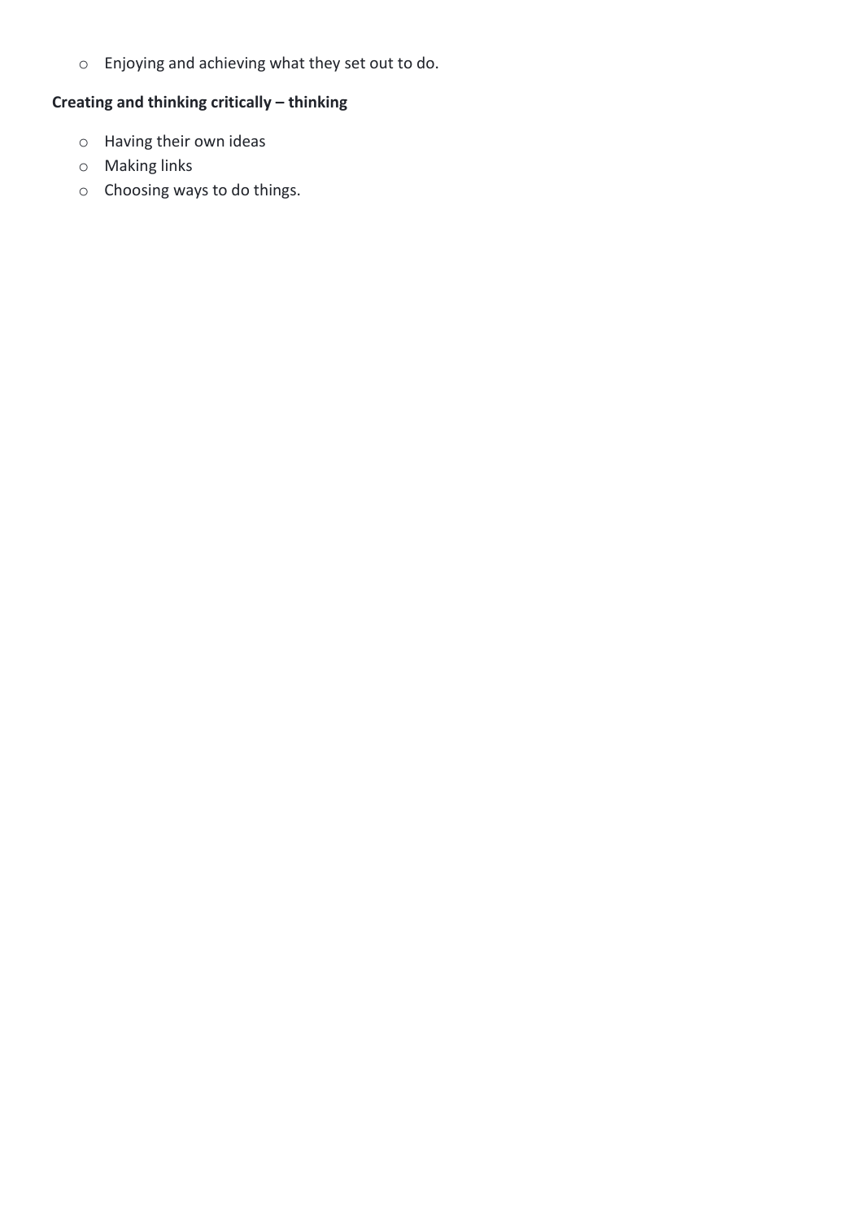- Enjoying and achieving what they set out to do.

**Creating and thinking critically – thinking**

- Having their own ideas
- Making links
- Choosing ways to do things.